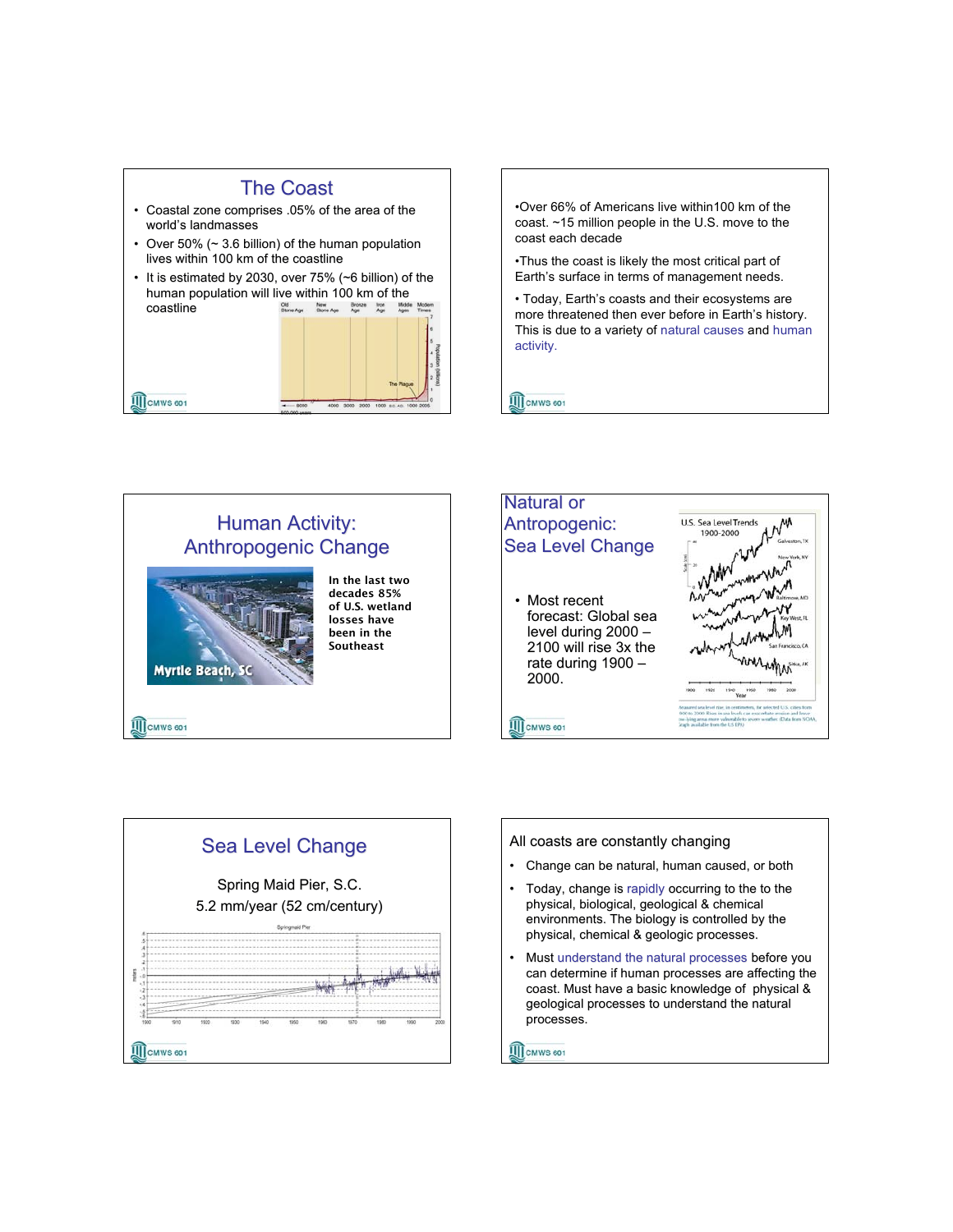## The Coast

- Coastal zone comprises .05% of the area of the world's landmasses
- Over 50% (~ 3.6 billion) of the human population lives within 100 km of the coastline
- It is estimated by 2030, over 75% (~6 billion) of the human population will live within 100 km of the coastline

---

- Over 66% of Americans live within100 km of the coast. ~15 million people in the U.S. move to the coast each decade
- Thus the coast is likely the most critical part of Earth's surface in terms of management needs.
- Today, Earth's coasts and their ecosystems are more threatened then ever before in Earth's history. This is due to a variety of natural causes and human activity.

---

## Human Activity: Anthropogenic Change

Myrtle Beach, SC

**In the last two decades 85% of U.S. wetland losses have been in the Southeast**

---

## Natural or Antropogenic: Sea Level Change

- Most recent forecast: Global sea level during 2000 – 2100 will rise 3x the rate during 1900 – 2000.

U.S. Sea Level Trends 1900-2000

---

## Sea Level Change

Spring Maid Pier, S.C.

5.2 mm/year (52 cm/century)

---

All coasts are constantly changing

- Change can be natural, human caused, or both
- Today, change is rapidly occurring to the to the physical, biological, geological & chemical environments. The biology is controlled by the physical, chemical & geologic processes.
- Must understand the natural processes before you can determine if human processes are affecting the coast. Must have a basic knowledge of physical & geological processes to understand the natural processes.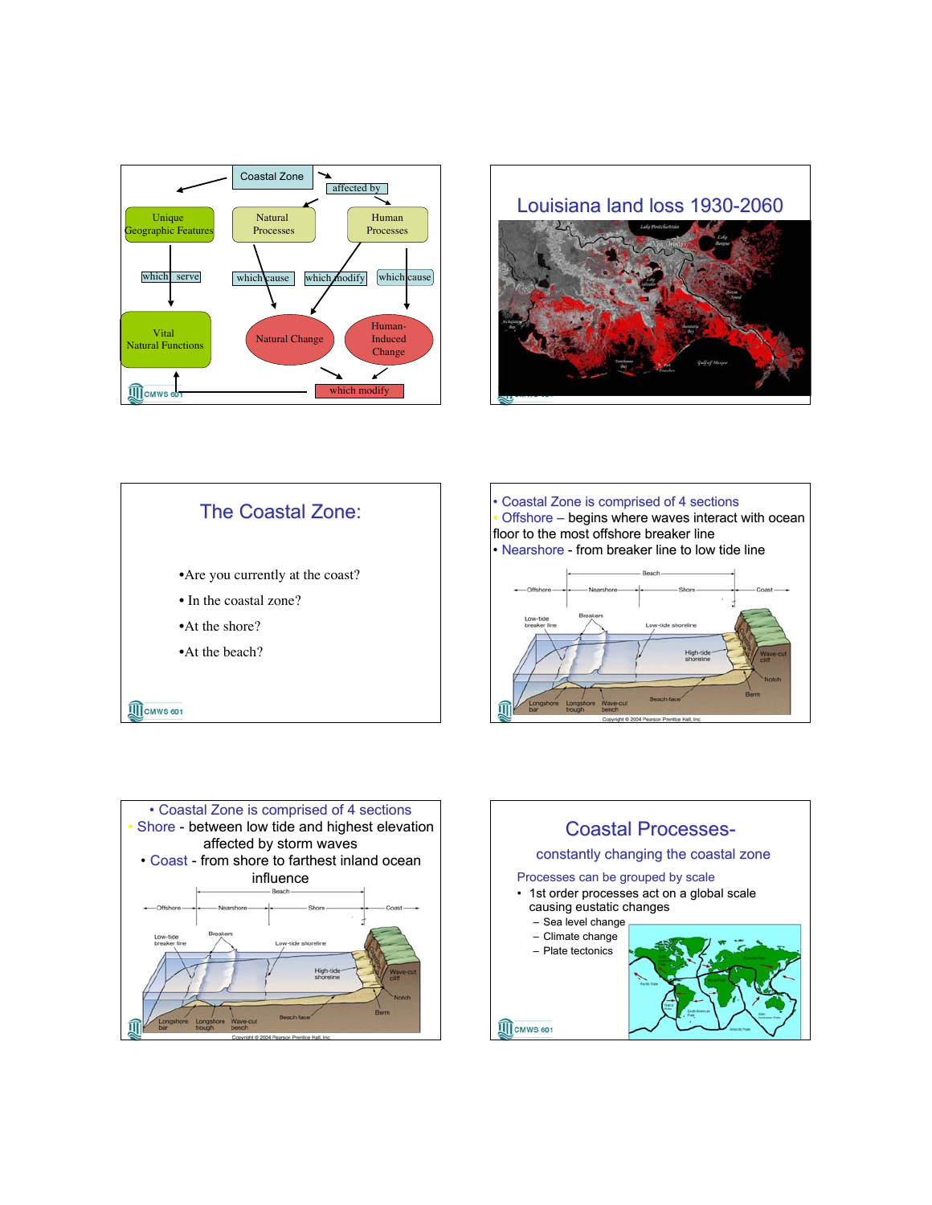Coastal Zone

affected by

Unique Geographic Features — which serve — Vital Natural Functions

Natural Processes — which cause — Natural Change

Human Processes — which modify — Natural Change

Human Processes — which cause — Human-Induced Change

Natural Change / Human-Induced Change — which modify — Vital Natural Functions

## Louisiana land loss 1930-2060

## The Coastal Zone:

- Are you currently at the coast?
- In the coastal zone?
- At the shore?
- At the beach?

- Coastal Zone is comprised of 4 sections
- Offshore – begins where waves interact with ocean floor to the most offshore breaker line
- Nearshore - from breaker line to low tide line

Beach; Offshore; Nearshore; Shore; Coast; Low-tide breaker line; Breakers; Low-tide shoreline; High-tide shoreline; Wave-cut cliff; Notch; Berm; Beach face; Longshore bar; Longshore trough; Wave-cut bench

Copyright © 2004 Pearson Prentice Hall, Inc.

- Coastal Zone is comprised of 4 sections
- Shore - between low tide and highest elevation affected by storm waves
- Coast - from shore to farthest inland ocean influence

Beach; Offshore; Nearshore; Shore; Coast; Low-tide breaker line; Breakers; Low-tide shoreline; High-tide shoreline; Wave-cut cliff; Notch; Berm; Beach face; Longshore bar; Longshore trough; Wave-cut bench

Copyright © 2004 Pearson Prentice Hall, Inc.

## Coastal Processes-

### constantly changing the coastal zone

Processes can be grouped by scale

- 1st order processes act on a global scale causing eustatic changes
  - Sea level change
  - Climate change
  - Plate tectonics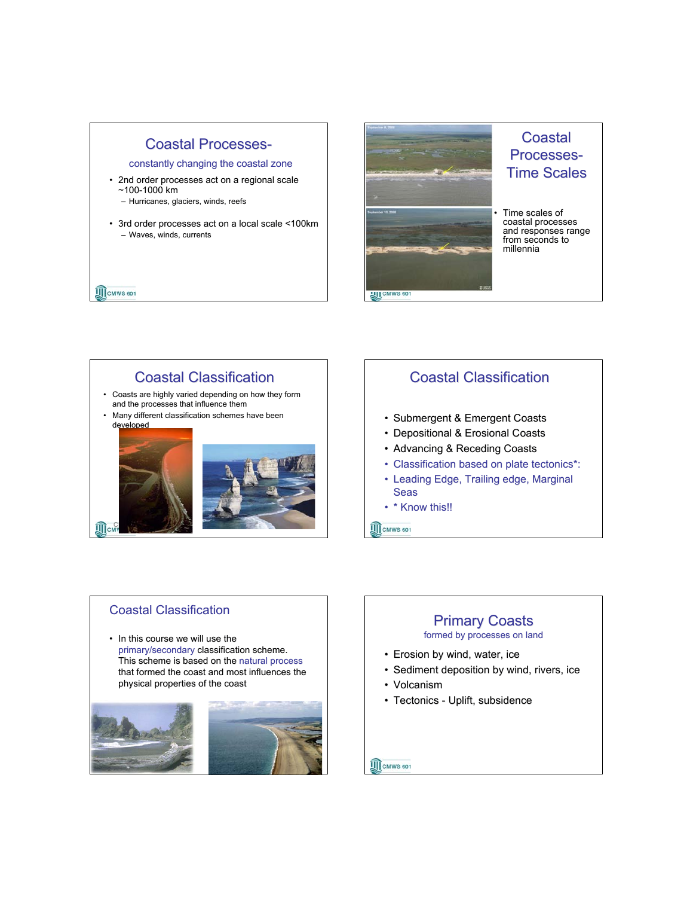## Coastal Processes-

constantly changing the coastal zone

- 2nd order processes act on a regional scale ~100-1000 km
  - Hurricanes, glaciers, winds, reefs
- 3rd order processes act on a local scale <100km
  - Waves, winds, currents

## Coastal Processes- Time Scales

- Time scales of coastal processes and responses range from seconds to millennia

## Coastal Classification

- Coasts are highly varied depending on how they form and the processes that influence them
- Many different classification schemes have been developed

## Coastal Classification

- Submergent & Emergent Coasts
- Depositional & Erosional Coasts
- Advancing & Receding Coasts
- Classification based on plate tectonics*:
- Leading Edge, Trailing edge, Marginal Seas
- * Know this!!

## Coastal Classification

- In this course we will use the primary/secondary classification scheme. This scheme is based on the natural process that formed the coast and most influences the physical properties of the coast

## Primary Coasts

formed by processes on land

- Erosion by wind, water, ice
- Sediment deposition by wind, rivers, ice
- Volcanism
- Tectonics - Uplift, subsidence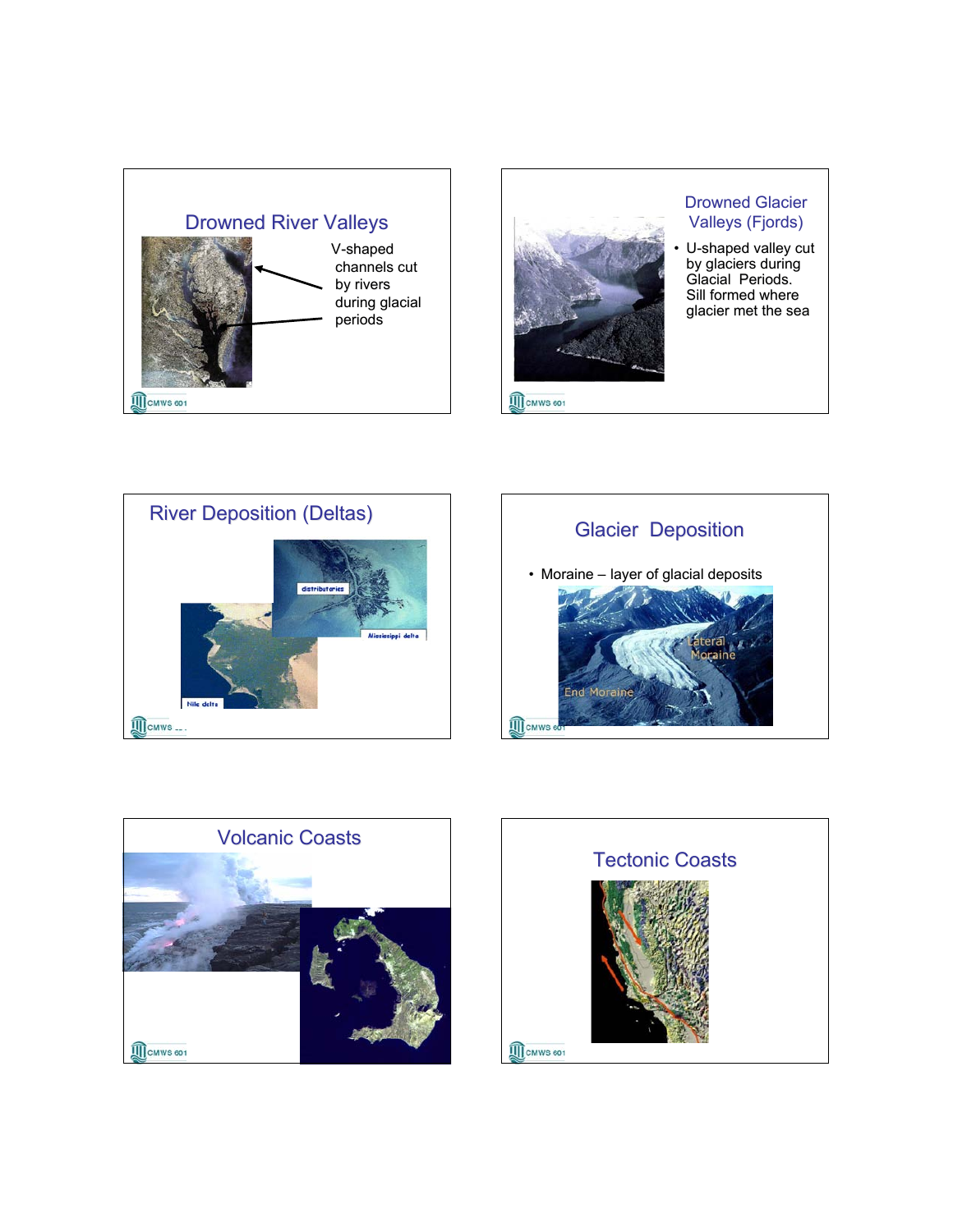## Drowned River Valleys

V-shaped channels cut by rivers during glacial periods

## Drowned Glacier Valleys (Fjords)

- U-shaped valley cut by glaciers during Glacial Periods. Sill formed where glacier met the sea

## River Deposition (Deltas)

## Glacier Deposition

- Moraine – layer of glacial deposits

## Volcanic Coasts

## Tectonic Coasts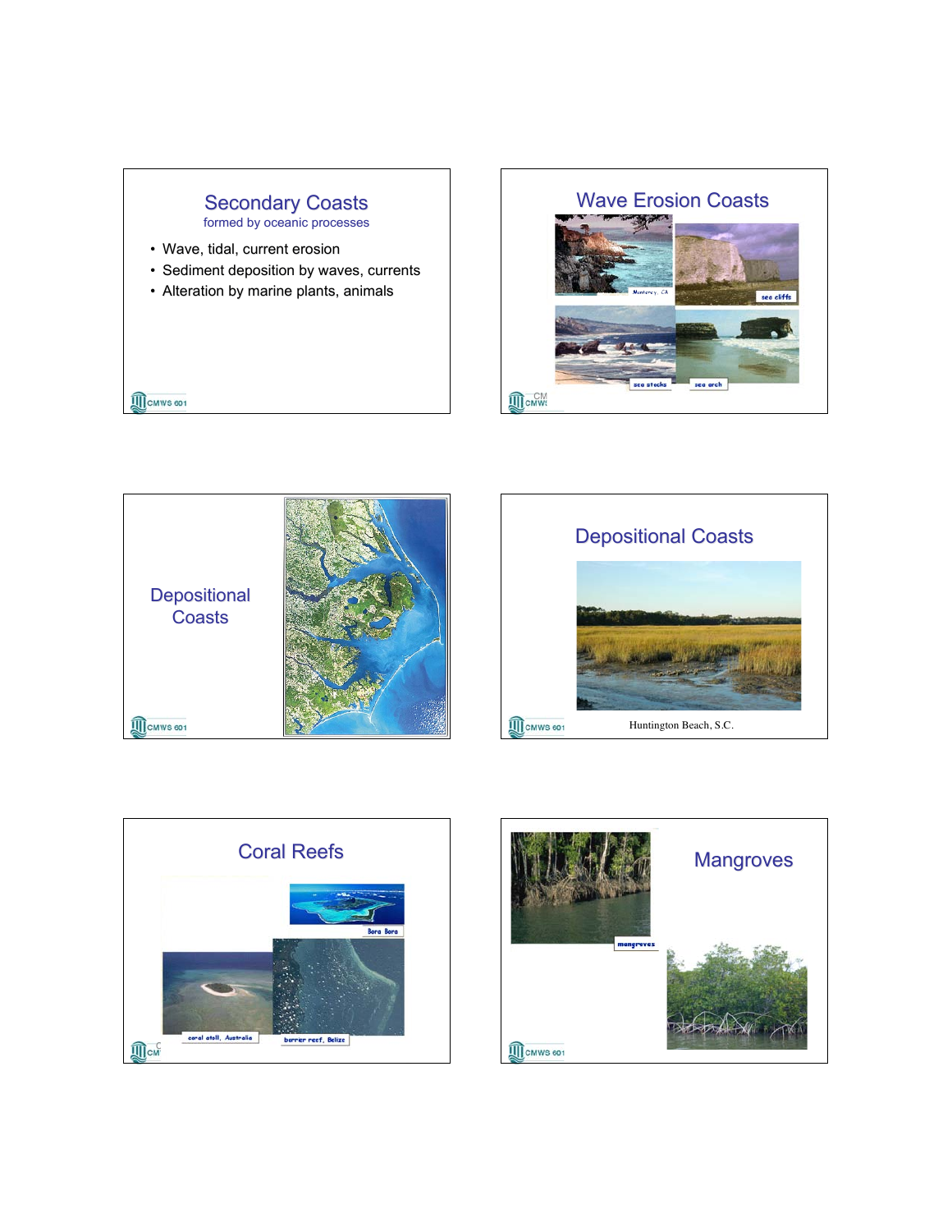## Secondary Coasts

formed by oceanic processes

- Wave, tidal, current erosion
- Sediment deposition by waves, currents
- Alteration by marine plants, animals

## Wave Erosion Coasts

Monterey, CA

sea cliffs

sea stacks

sea arch

## Depositional Coasts

## Depositional Coasts

Huntington Beach, S.C.

## Coral Reefs

Bora Bora

coral atoll, Australia

barrier reef, Belize

## Mangroves

mangroves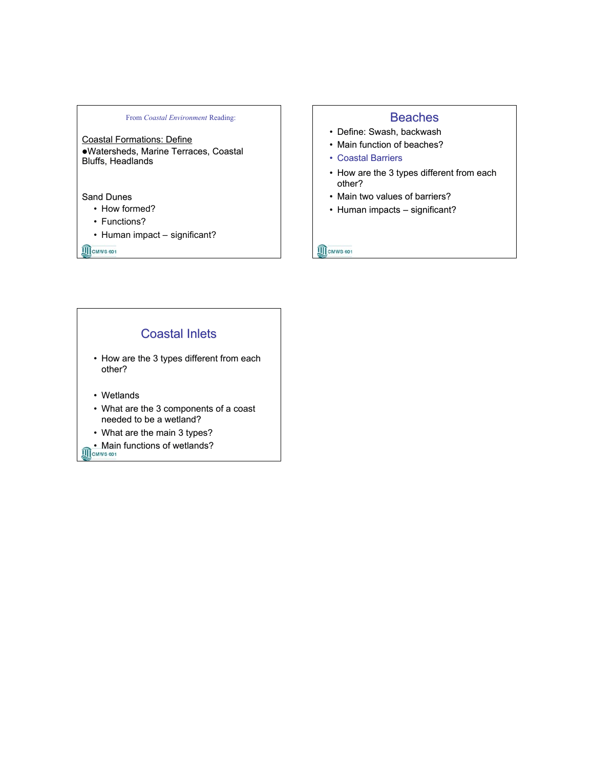From *Coastal Environment* Reading:

Coastal Formations: Define

●Watersheds, Marine Terraces, Coastal Bluffs, Headlands

Sand Dunes

- How formed?
- Functions?
- Human impact – significant?

## Beaches

- Define: Swash, backwash
- Main function of beaches?
- Coastal Barriers
- How are the 3 types different from each other?
- Main two values of barriers?
- Human impacts – significant?

## Coastal Inlets

- How are the 3 types different from each other?
- Wetlands
- What are the 3 components of a coast needed to be a wetland?
- What are the main 3 types?
- Main functions of wetlands?